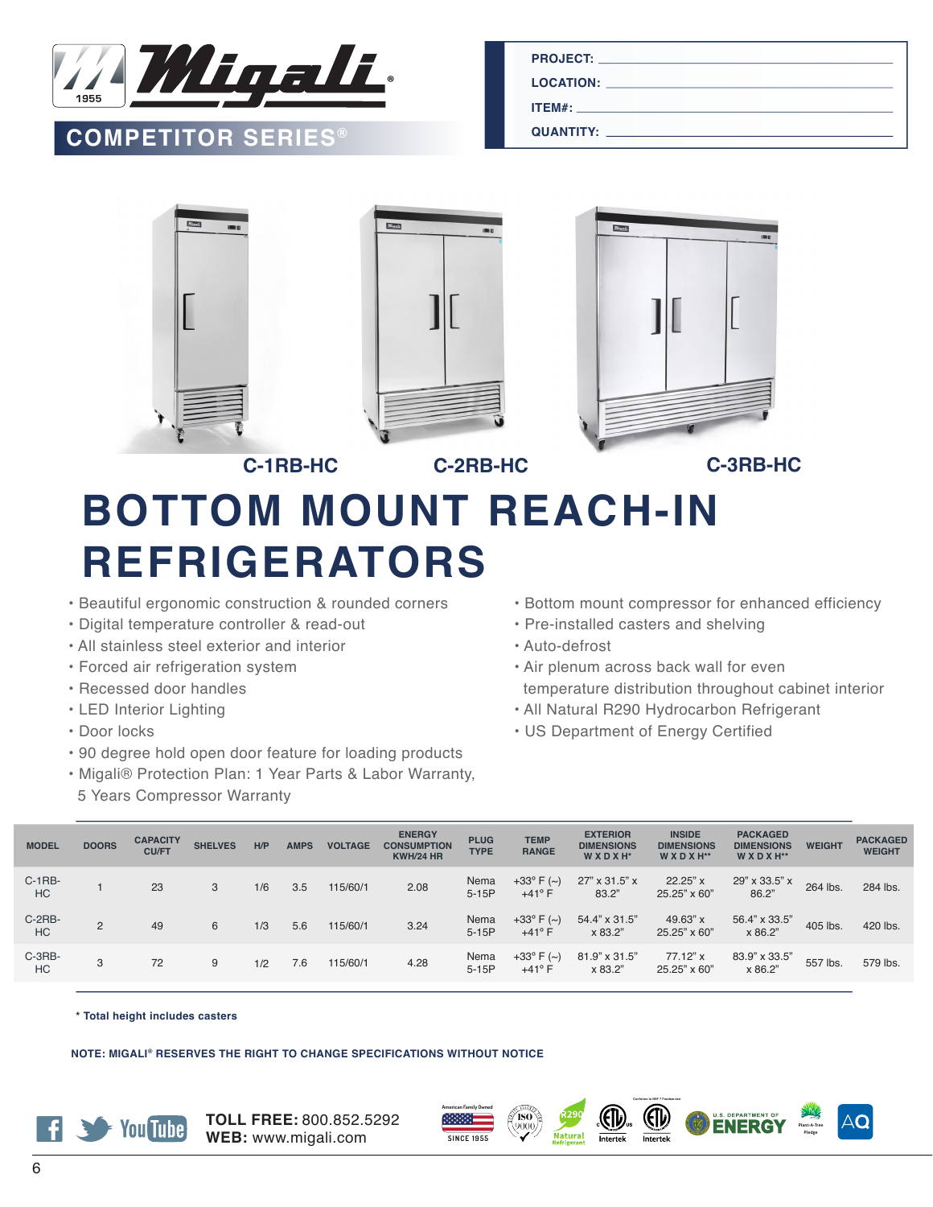# Migali

## COMPETITOR SERIES®

| | |
|---|---|
| PROJECT: | |
| LOCATION: | |
| ITEM#: | |
| QUANTITY: | |

C-1RB-HC C-2RB-HC C-3RB-HC

# BOTTOM MOUNT REACH-IN REFRIGERATORS

- Beautiful ergonomic construction & rounded corners
- Digital temperature controller & read-out
- All stainless steel exterior and interior
- Forced air refrigeration system
- Recessed door handles
- LED Interior Lighting
- Door locks
- 90 degree hold open door feature for loading products
- Migali® Protection Plan: 1 Year Parts & Labor Warranty, 5 Years Compressor Warranty
- Bottom mount compressor for enhanced efficiency
- Pre-installed casters and shelving
- Auto-defrost
- Air plenum across back wall for even temperature distribution throughout cabinet interior
- All Natural R290 Hydrocarbon Refrigerant
- US Department of Energy Certified

| MODEL | DOORS | CAPACITY CU/FT | SHELVES | H/P | AMPS | VOLTAGE | ENERGY CONSUMPTION KWH/24 HR | PLUG TYPE | TEMP RANGE | EXTERIOR DIMENSIONS W X D X H* | INSIDE DIMENSIONS W X D X H** | PACKAGED DIMENSIONS W X D X H** | WEIGHT | PACKAGED WEIGHT |
|---|---|---|---|---|---|---|---|---|---|---|---|---|---|---|
| C-1RB-HC | 1 | 23 | 3 | 1/6 | 3.5 | 115/60/1 | 2.08 | Nema 5-15P | +33° F (~) +41° F | 27" x 31.5" x 83.2" | 22.25" x 25.25" x 60" | 29" x 33.5" x 86.2" | 264 lbs. | 284 lbs. |
| C-2RB-HC | 2 | 49 | 6 | 1/3 | 5.6 | 115/60/1 | 3.24 | Nema 5-15P | +33° F (~) +41° F | 54.4" x 31.5" x 83.2" | 49.63" x 25.25" x 60" | 56.4" x 33.5" x 86.2" | 405 lbs. | 420 lbs. |
| C-3RB-HC | 3 | 72 | 9 | 1/2 | 7.6 | 115/60/1 | 4.28 | Nema 5-15P | +33° F (~) +41° F | 81.9" x 31.5" x 83.2" | 77.12" x 25.25" x 60" | 83.9" x 33.5" x 86.2" | 557 lbs. | 579 lbs. |

**\* Total height includes casters**

**NOTE: MIGALI® RESERVES THE RIGHT TO CHANGE SPECIFICATIONS WITHOUT NOTICE**

**TOLL FREE:** 800.852.5292
**WEB:** www.migali.com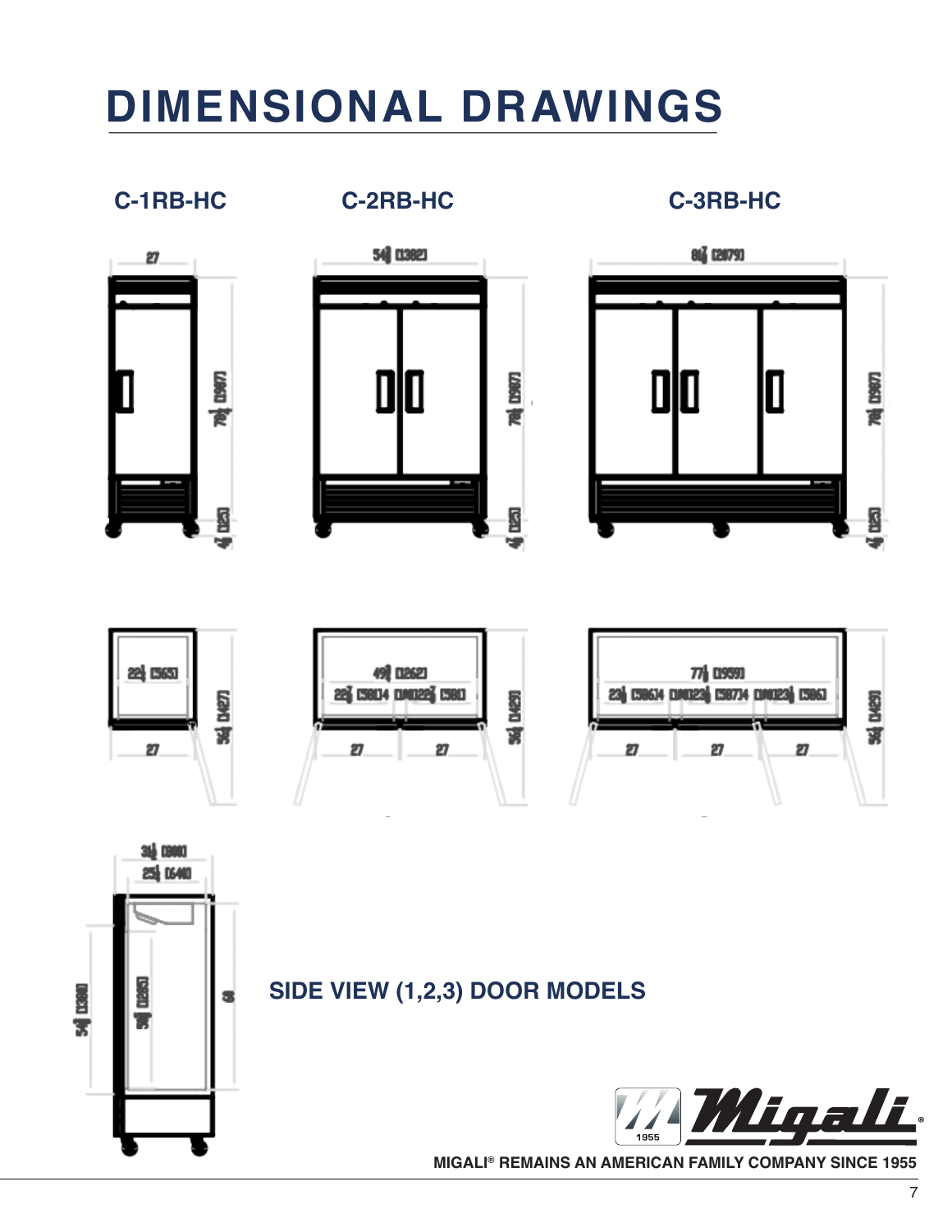# DIMENSIONAL DRAWINGS

C-1RB-HC

C-2RB-HC

C-3RB-HC

SIDE VIEW (1,2,3) DOOR MODELS

MIGALI® REMAINS AN AMERICAN FAMILY COMPANY SINCE 1955